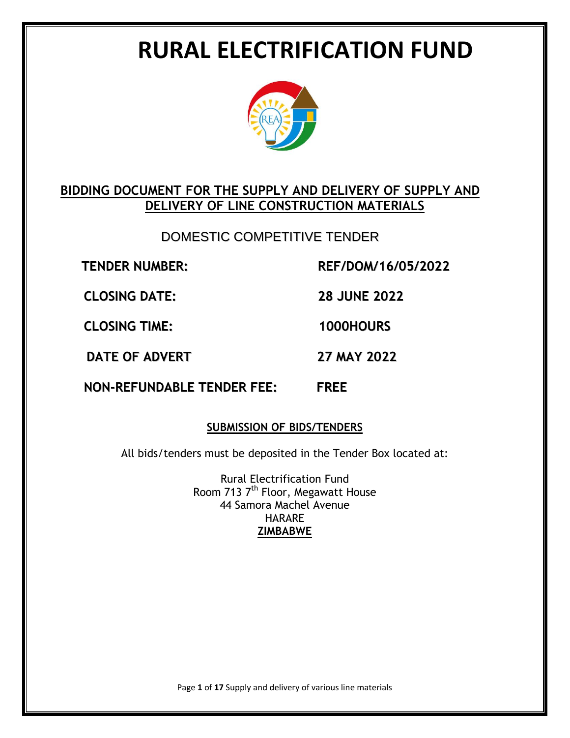# RURAL ELECTRIFICATION FUND

## BIDDING DOCUMENT FOR THE SUPPLY AND DELIVERY OF SUPPLY AND DELIVERY OF LINE CONSTRUCTION MATERIALS

DOMESTIC COMPETITIVE TENDER

**TENDER NUMBER:** **REF/DOM/16/05/2022**

**CLOSING DATE:** **28 JUNE 2022**

**CLOSING TIME:** **1000HOURS**

**DATE OF ADVERT** **27 MAY 2022**

**NON-REFUNDABLE TENDER FEE:** **FREE**

### SUBMISSION OF BIDS/TENDERS

All bids/tenders must be deposited in the Tender Box located at:

Rural Electrification Fund
Room 713 7th Floor, Megawatt House
44 Samora Machel Avenue
HARARE
**ZIMBABWE**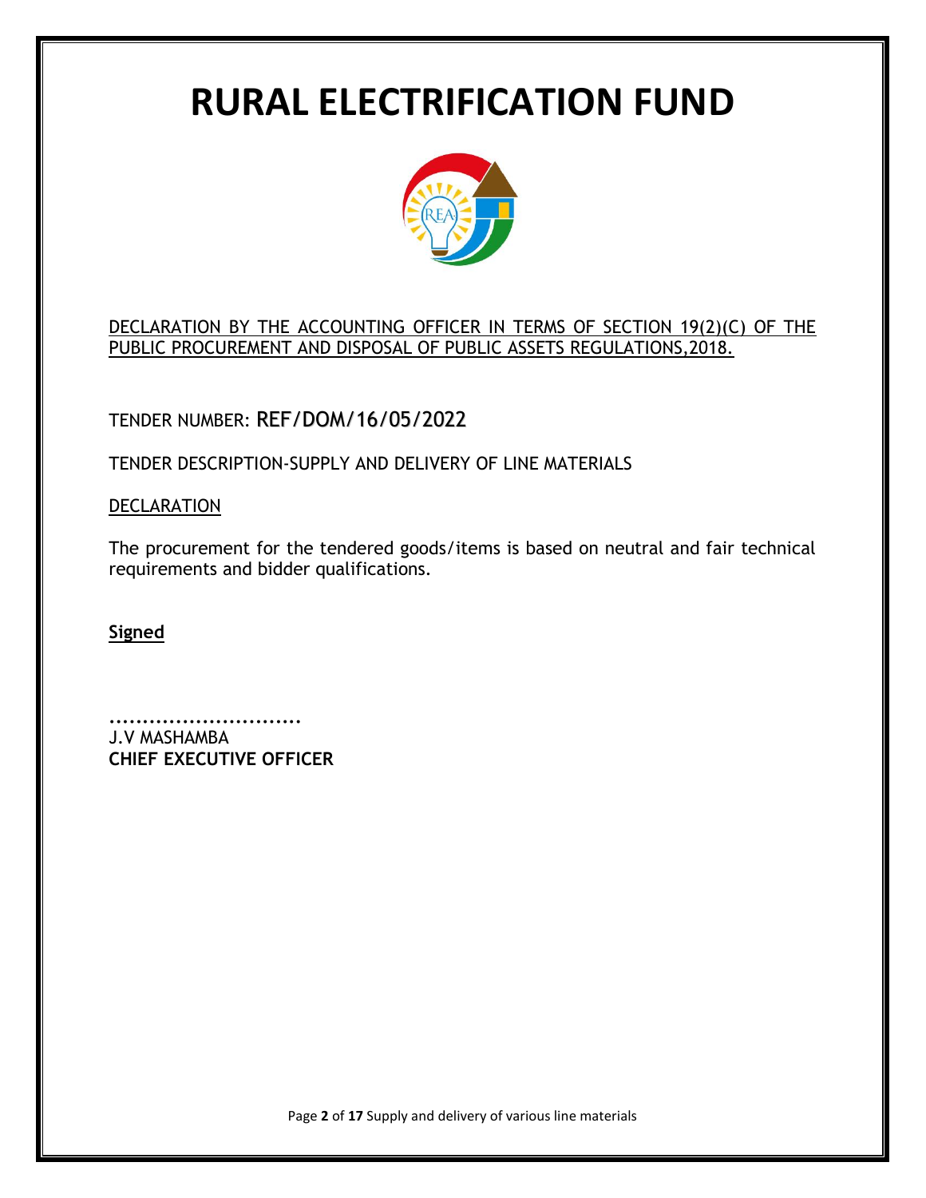# RURAL ELECTRIFICATION FUND

DECLARATION BY THE ACCOUNTING OFFICER IN TERMS OF SECTION 19(2)(C) OF THE PUBLIC PROCUREMENT AND DISPOSAL OF PUBLIC ASSETS REGULATIONS,2018.

TENDER NUMBER: REF/DOM/16/05/2022

TENDER DESCRIPTION-SUPPLY AND DELIVERY OF LINE MATERIALS

DECLARATION

The procurement for the tendered goods/items is based on neutral and fair technical requirements and bidder qualifications.

**Signed**

..............................
J.V MASHAMBA
**CHIEF EXECUTIVE OFFICER**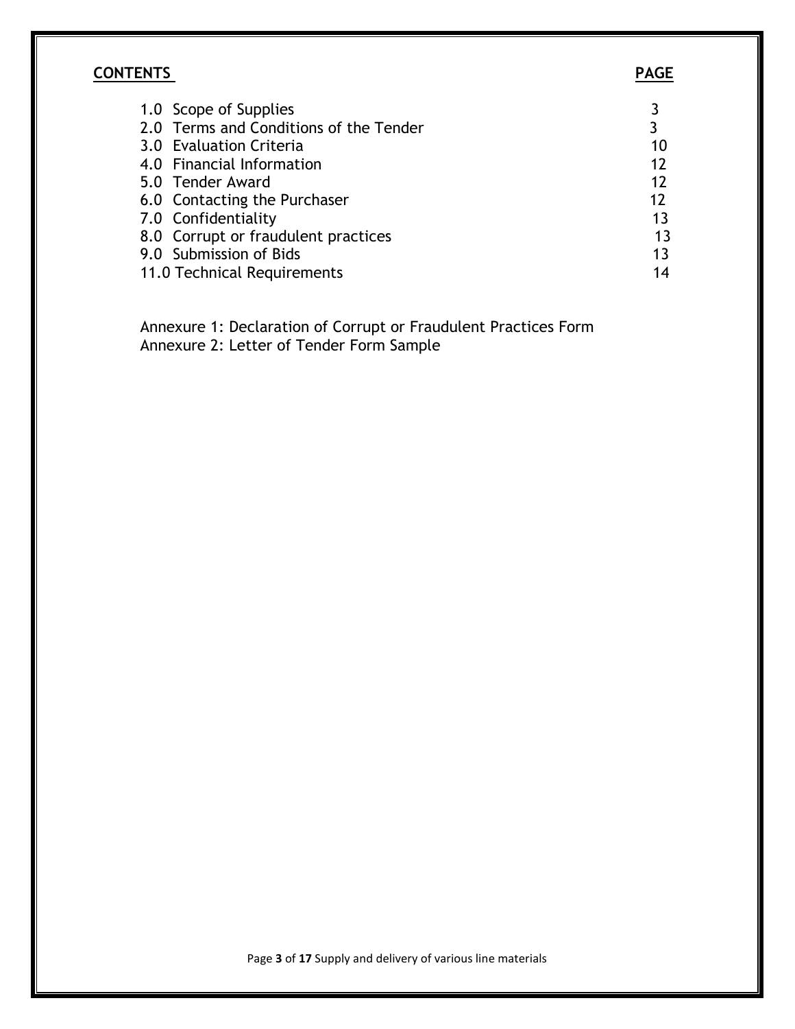**CONTENTS** **PAGE**

| | |
|---|---|
| 1.0 Scope of Supplies | 3 |
| 2.0 Terms and Conditions of the Tender | 3 |
| 3.0 Evaluation Criteria | 10 |
| 4.0 Financial Information | 12 |
| 5.0 Tender Award | 12 |
| 6.0 Contacting the Purchaser | 12 |
| 7.0 Confidentiality | 13 |
| 8.0 Corrupt or fraudulent practices | 13 |
| 9.0 Submission of Bids | 13 |
| 11.0 Technical Requirements | 14 |

Annexure 1: Declaration of Corrupt or Fraudulent Practices Form
Annexure 2: Letter of Tender Form Sample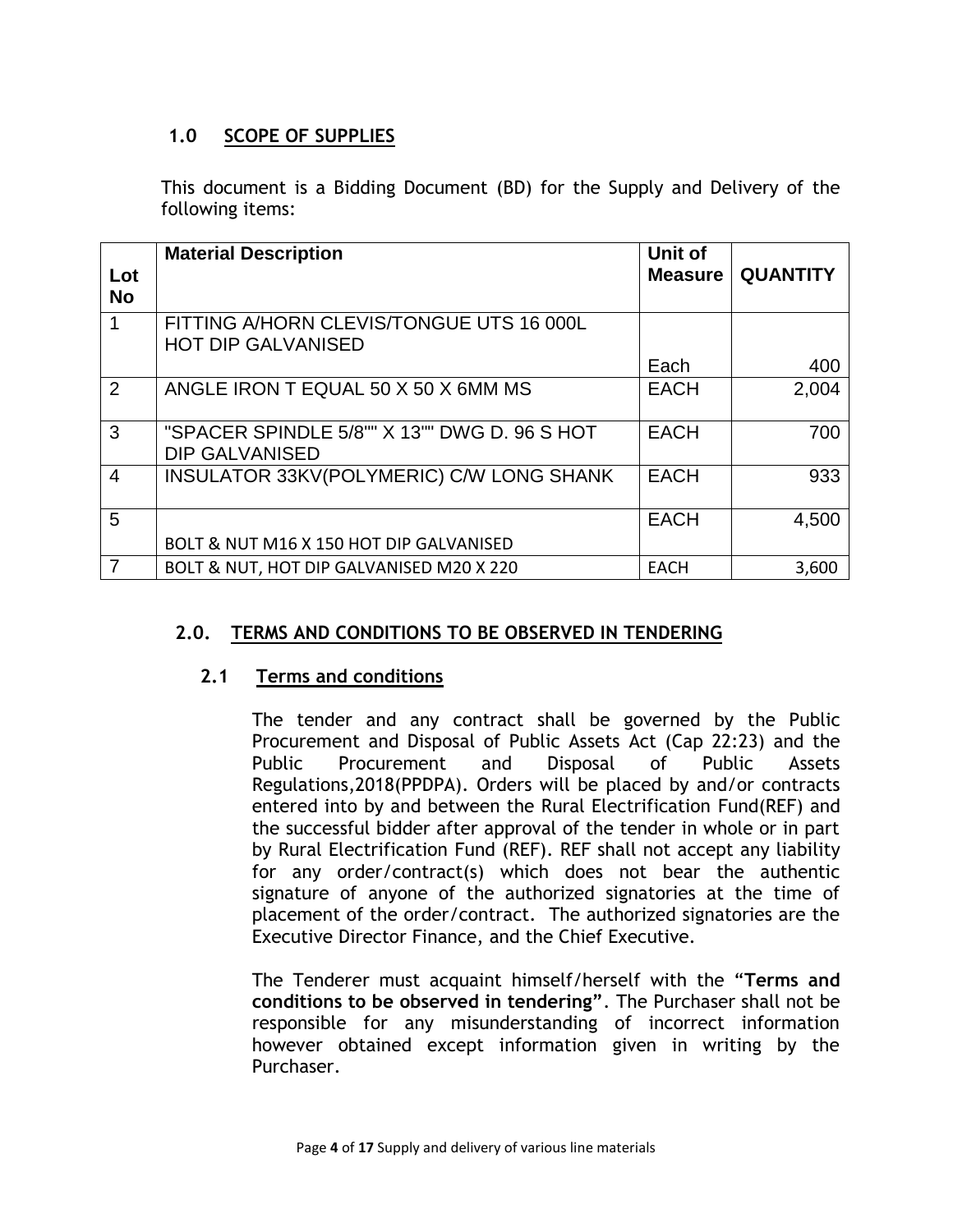## 1.0 SCOPE OF SUPPLIES

This document is a Bidding Document (BD) for the Supply and Delivery of the following items:

| Lot No | Material Description | Unit of Measure | QUANTITY |
|---|---|---|---|
| 1 | FITTING A/HORN CLEVIS/TONGUE UTS 16 000L HOT DIP GALVANISED | Each | 400 |
| 2 | ANGLE IRON T EQUAL 50 X 50 X 6MM MS | EACH | 2,004 |
| 3 | "SPACER SPINDLE 5/8"" X 13"" DWG D. 96 S HOT DIP GALVANISED | EACH | 700 |
| 4 | INSULATOR 33KV(POLYMERIC) C/W LONG SHANK | EACH | 933 |
| 5 | BOLT & NUT M16 X 150 HOT DIP GALVANISED | EACH | 4,500 |
| 7 | BOLT & NUT, HOT DIP GALVANISED M20 X 220 | EACH | 3,600 |

## 2.0. TERMS AND CONDITIONS TO BE OBSERVED IN TENDERING

### 2.1 Terms and conditions

The tender and any contract shall be governed by the Public Procurement and Disposal of Public Assets Act (Cap 22:23) and the Public Procurement and Disposal of Public Assets Regulations,2018(PPDPA). Orders will be placed by and/or contracts entered into by and between the Rural Electrification Fund(REF) and the successful bidder after approval of the tender in whole or in part by Rural Electrification Fund (REF). REF shall not accept any liability for any order/contract(s) which does not bear the authentic signature of anyone of the authorized signatories at the time of placement of the order/contract. The authorized signatories are the Executive Director Finance, and the Chief Executive.

The Tenderer must acquaint himself/herself with the **"Terms and conditions to be observed in tendering"**. The Purchaser shall not be responsible for any misunderstanding of incorrect information however obtained except information given in writing by the Purchaser.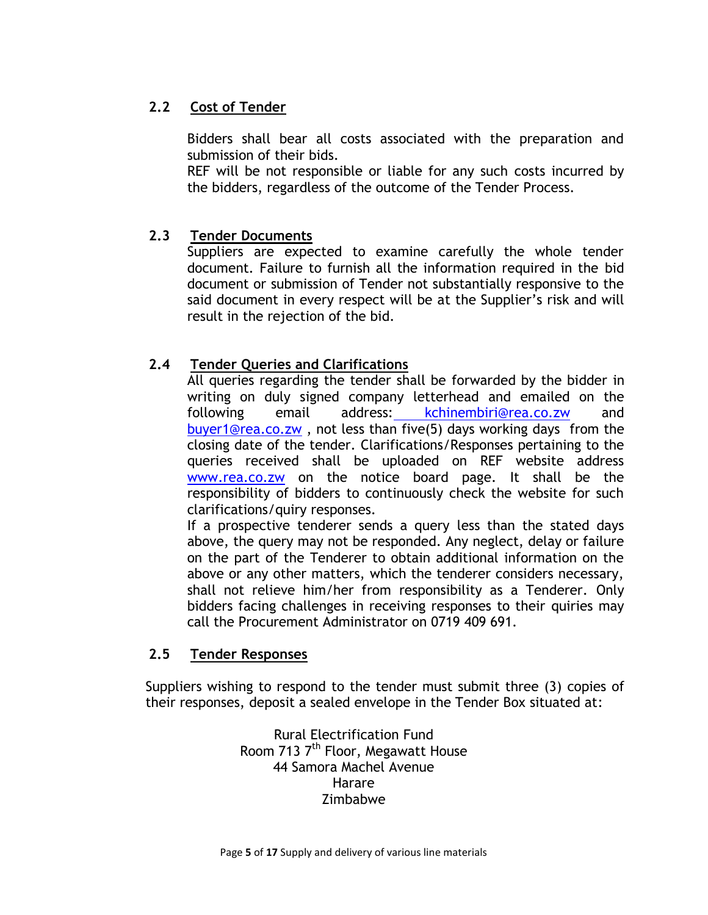### 2.2 Cost of Tender

Bidders shall bear all costs associated with the preparation and submission of their bids.
REF will be not responsible or liable for any such costs incurred by the bidders, regardless of the outcome of the Tender Process.

### 2.3 Tender Documents

Suppliers are expected to examine carefully the whole tender document. Failure to furnish all the information required in the bid document or submission of Tender not substantially responsive to the said document in every respect will be at the Supplier's risk and will result in the rejection of the bid.

### 2.4 Tender Queries and Clarifications

All queries regarding the tender shall be forwarded by the bidder in writing on duly signed company letterhead and emailed on the following email address: kchinembiri@rea.co.zw and buyer1@rea.co.zw , not less than five(5) days working days from the closing date of the tender. Clarifications/Responses pertaining to the queries received shall be uploaded on REF website address www.rea.co.zw on the notice board page. It shall be the responsibility of bidders to continuously check the website for such clarifications/quiry responses.
If a prospective tenderer sends a query less than the stated days above, the query may not be responded. Any neglect, delay or failure on the part of the Tenderer to obtain additional information on the above or any other matters, which the tenderer considers necessary, shall not relieve him/her from responsibility as a Tenderer. Only bidders facing challenges in receiving responses to their quiries may call the Procurement Administrator on 0719 409 691.

### 2.5 Tender Responses

Suppliers wishing to respond to the tender must submit three (3) copies of their responses, deposit a sealed envelope in the Tender Box situated at:

Rural Electrification Fund
Room 713 7th Floor, Megawatt House
44 Samora Machel Avenue
Harare
Zimbabwe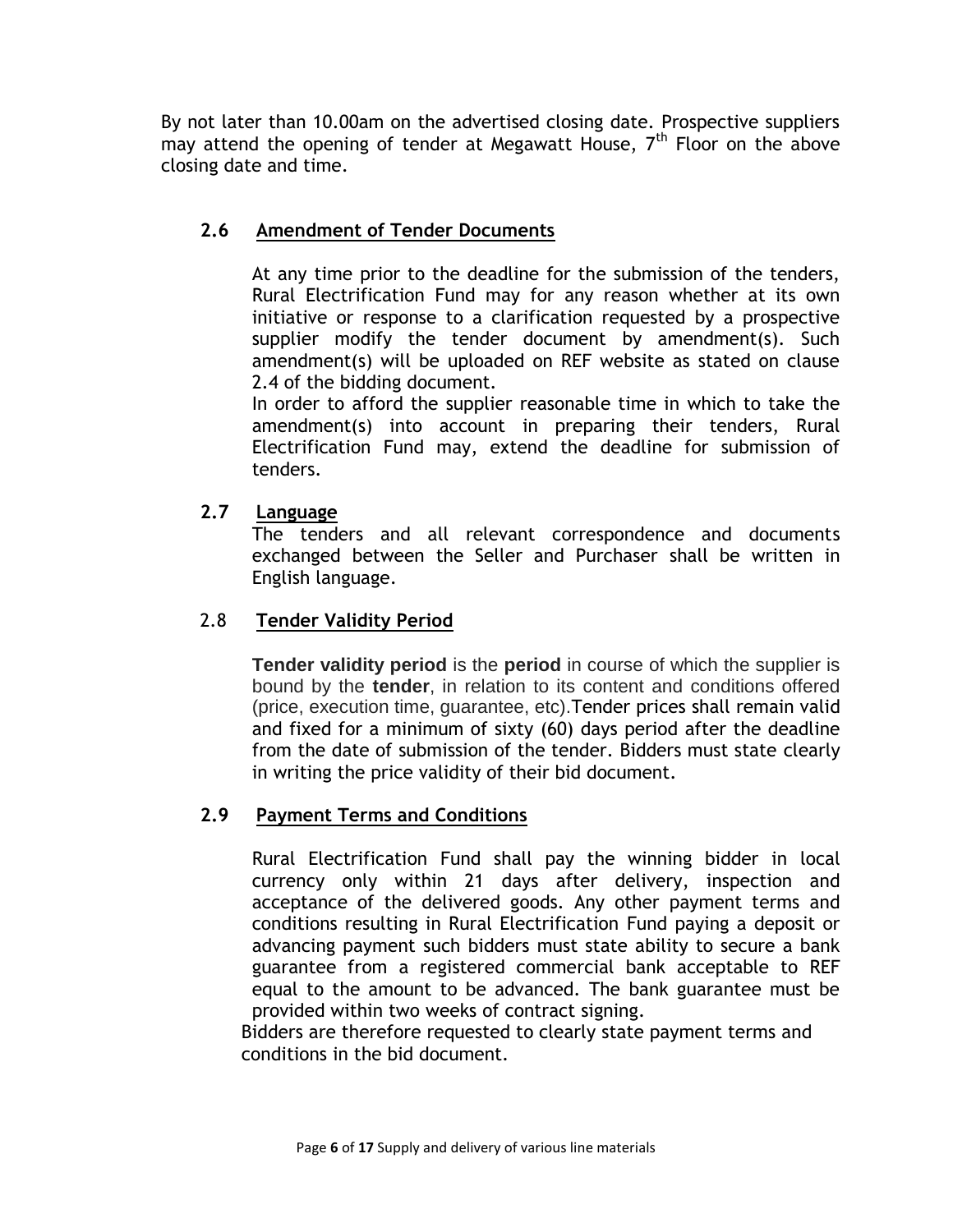By not later than 10.00am on the advertised closing date. Prospective suppliers may attend the opening of tender at Megawatt House, 7th Floor on the above closing date and time.

### 2.6 Amendment of Tender Documents

At any time prior to the deadline for the submission of the tenders, Rural Electrification Fund may for any reason whether at its own initiative or response to a clarification requested by a prospective supplier modify the tender document by amendment(s). Such amendment(s) will be uploaded on REF website as stated on clause 2.4 of the bidding document.

In order to afford the supplier reasonable time in which to take the amendment(s) into account in preparing their tenders, Rural Electrification Fund may, extend the deadline for submission of tenders.

### 2.7 Language

The tenders and all relevant correspondence and documents exchanged between the Seller and Purchaser shall be written in English language.

### 2.8 Tender Validity Period

**Tender validity period** is the **period** in course of which the supplier is bound by the **tender**, in relation to its content and conditions offered (price, execution time, guarantee, etc).Tender prices shall remain valid and fixed for a minimum of sixty (60) days period after the deadline from the date of submission of the tender. Bidders must state clearly in writing the price validity of their bid document.

### 2.9 Payment Terms and Conditions

Rural Electrification Fund shall pay the winning bidder in local currency only within 21 days after delivery, inspection and acceptance of the delivered goods. Any other payment terms and conditions resulting in Rural Electrification Fund paying a deposit or advancing payment such bidders must state ability to secure a bank guarantee from a registered commercial bank acceptable to REF equal to the amount to be advanced. The bank guarantee must be provided within two weeks of contract signing.

Bidders are therefore requested to clearly state payment terms and conditions in the bid document.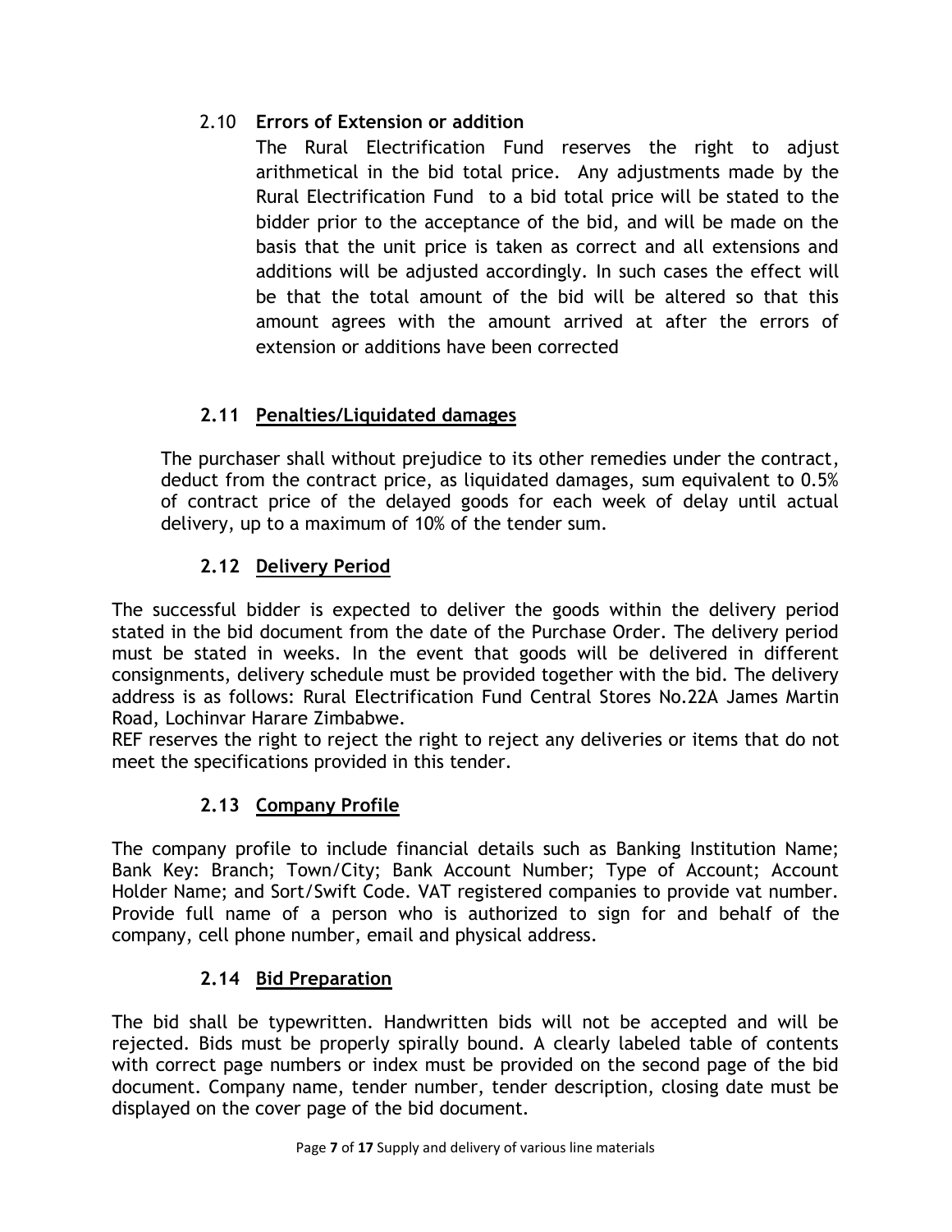### 2.10 **Errors of Extension or addition**

The Rural Electrification Fund reserves the right to adjust arithmetical in the bid total price. Any adjustments made by the Rural Electrification Fund to a bid total price will be stated to the bidder prior to the acceptance of the bid, and will be made on the basis that the unit price is taken as correct and all extensions and additions will be adjusted accordingly. In such cases the effect will be that the total amount of the bid will be altered so that this amount agrees with the amount arrived at after the errors of extension or additions have been corrected

### **2.11 Penalties/Liquidated damages**

The purchaser shall without prejudice to its other remedies under the contract, deduct from the contract price, as liquidated damages, sum equivalent to 0.5% of contract price of the delayed goods for each week of delay until actual delivery, up to a maximum of 10% of the tender sum.

### **2.12 Delivery Period**

The successful bidder is expected to deliver the goods within the delivery period stated in the bid document from the date of the Purchase Order. The delivery period must be stated in weeks. In the event that goods will be delivered in different consignments, delivery schedule must be provided together with the bid. The delivery address is as follows: Rural Electrification Fund Central Stores No.22A James Martin Road, Lochinvar Harare Zimbabwe.
REF reserves the right to reject the right to reject any deliveries or items that do not meet the specifications provided in this tender.

### **2.13 Company Profile**

The company profile to include financial details such as Banking Institution Name; Bank Key: Branch; Town/City; Bank Account Number; Type of Account; Account Holder Name; and Sort/Swift Code. VAT registered companies to provide vat number. Provide full name of a person who is authorized to sign for and behalf of the company, cell phone number, email and physical address.

### **2.14 Bid Preparation**

The bid shall be typewritten. Handwritten bids will not be accepted and will be rejected. Bids must be properly spirally bound. A clearly labeled table of contents with correct page numbers or index must be provided on the second page of the bid document. Company name, tender number, tender description, closing date must be displayed on the cover page of the bid document.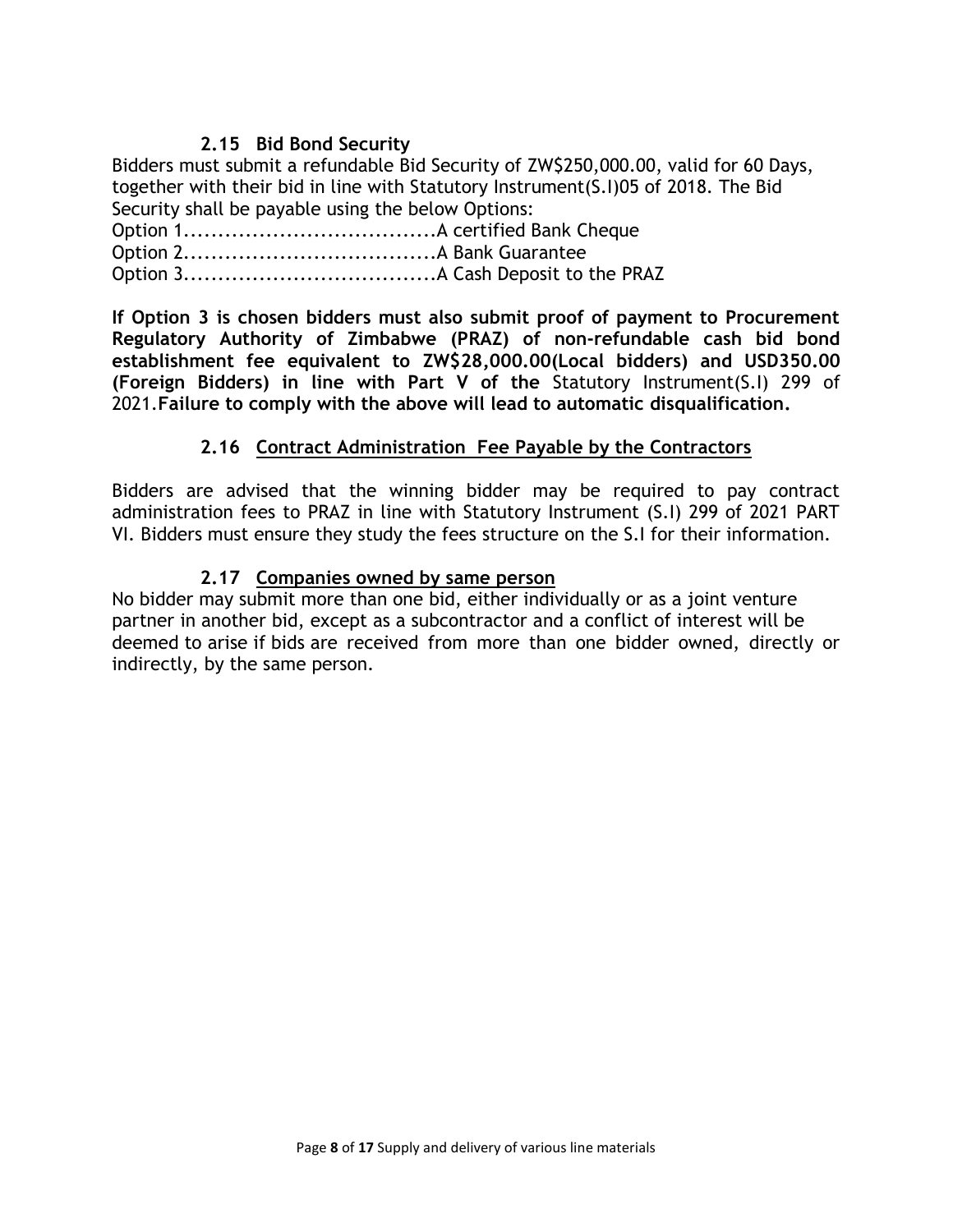### 2.15 Bid Bond Security

Bidders must submit a refundable Bid Security of ZW$250,000.00, valid for 60 Days, together with their bid in line with Statutory Instrument(S.I)05 of 2018. The Bid Security shall be payable using the below Options:

Option 1....................................A certified Bank Cheque
Option 2....................................A Bank Guarantee
Option 3....................................A Cash Deposit to the PRAZ

**If Option 3 is chosen bidders must also submit proof of payment to Procurement Regulatory Authority of Zimbabwe (PRAZ) of non-refundable cash bid bond establishment fee equivalent to ZW$28,000.00(Local bidders) and USD350.00 (Foreign Bidders) in line with Part V of the** Statutory Instrument(S.I) 299 of 2021.**Failure to comply with the above will lead to automatic disqualification.**

### 2.16 Contract Administration Fee Payable by the Contractors

Bidders are advised that the winning bidder may be required to pay contract administration fees to PRAZ in line with Statutory Instrument (S.I) 299 of 2021 PART VI. Bidders must ensure they study the fees structure on the S.I for their information.

### 2.17 Companies owned by same person

No bidder may submit more than one bid, either individually or as a joint venture partner in another bid, except as a subcontractor and a conflict of interest will be deemed to arise if bids are received from more than one bidder owned, directly or indirectly, by the same person.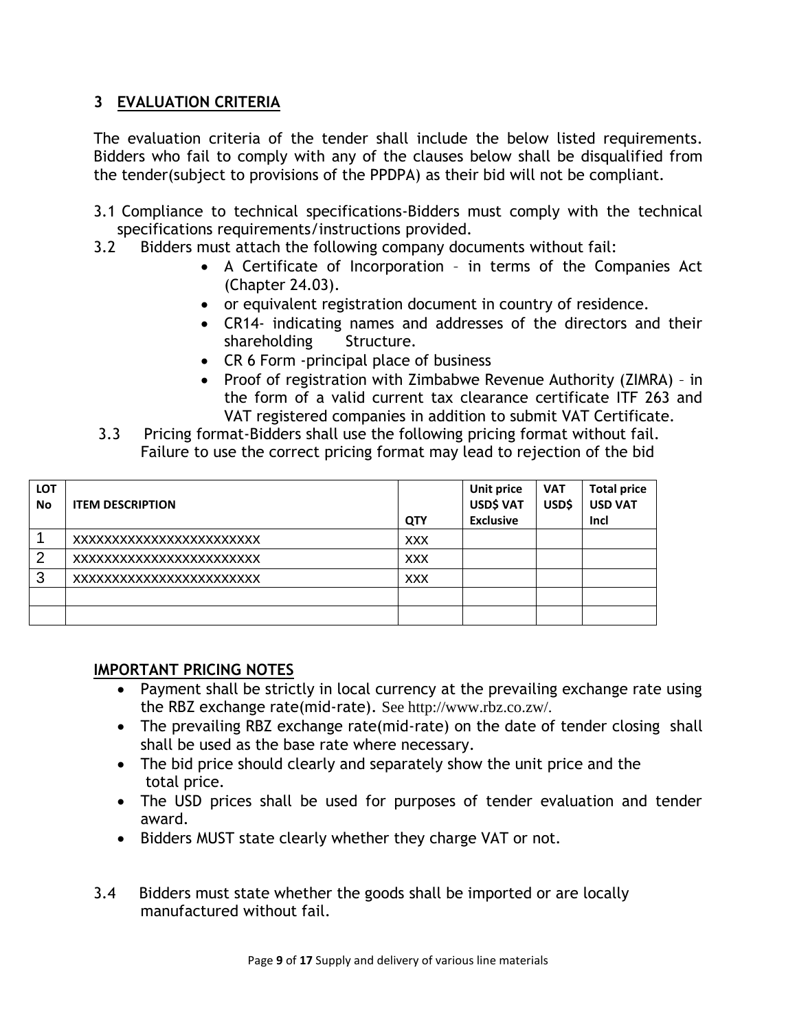## 3 EVALUATION CRITERIA

The evaluation criteria of the tender shall include the below listed requirements. Bidders who fail to comply with any of the clauses below shall be disqualified from the tender(subject to provisions of the PPDPA) as their bid will not be compliant.

3.1 Compliance to technical specifications-Bidders must comply with the technical specifications requirements/instructions provided.

3.2 Bidders must attach the following company documents without fail:

- A Certificate of Incorporation – in terms of the Companies Act (Chapter 24.03).
- or equivalent registration document in country of residence.
- CR14- indicating names and addresses of the directors and their shareholding Structure.
- CR 6 Form -principal place of business
- Proof of registration with Zimbabwe Revenue Authority (ZIMRA) – in the form of a valid current tax clearance certificate ITF 263 and VAT registered companies in addition to submit VAT Certificate.

3.3 Pricing format-Bidders shall use the following pricing format without fail. Failure to use the correct pricing format may lead to rejection of the bid

| LOT No | ITEM DESCRIPTION | QTY | Unit price USD$ VAT Exclusive | VAT USD$ | Total price USD VAT Incl |
|---|---|---|---|---|---|
| 1 | xxxxxxxxxxxxxxxxxxxxxxx | xxx | | | |
| 2 | xxxxxxxxxxxxxxxxxxxxxxx | xxx | | | |
| 3 | xxxxxxxxxxxxxxxxxxxxxxx | xxx | | | |
| | | | | | |
| | | | | | |

**IMPORTANT PRICING NOTES**

- Payment shall be strictly in local currency at the prevailing exchange rate using the RBZ exchange rate(mid-rate). See http://www.rbz.co.zw/.
- The prevailing RBZ exchange rate(mid-rate) on the date of tender closing shall shall be used as the base rate where necessary.
- The bid price should clearly and separately show the unit price and the total price.
- The USD prices shall be used for purposes of tender evaluation and tender award.
- Bidders MUST state clearly whether they charge VAT or not.

3.4 Bidders must state whether the goods shall be imported or are locally manufactured without fail.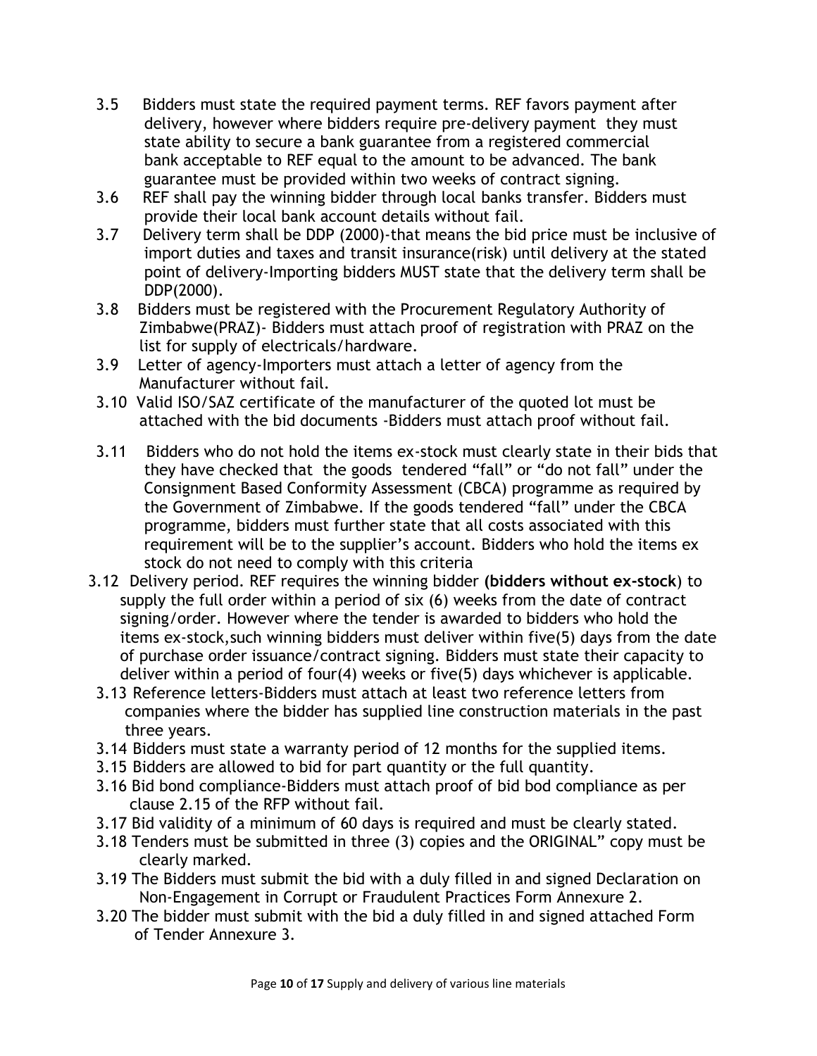3.5 Bidders must state the required payment terms. REF favors payment after delivery, however where bidders require pre-delivery payment they must state ability to secure a bank guarantee from a registered commercial bank acceptable to REF equal to the amount to be advanced. The bank guarantee must be provided within two weeks of contract signing.

3.6 REF shall pay the winning bidder through local banks transfer. Bidders must provide their local bank account details without fail.

3.7 Delivery term shall be DDP (2000)-that means the bid price must be inclusive of import duties and taxes and transit insurance(risk) until delivery at the stated point of delivery-Importing bidders MUST state that the delivery term shall be DDP(2000).

3.8 Bidders must be registered with the Procurement Regulatory Authority of Zimbabwe(PRAZ)- Bidders must attach proof of registration with PRAZ on the list for supply of electricals/hardware.

3.9 Letter of agency-Importers must attach a letter of agency from the Manufacturer without fail.

3.10 Valid ISO/SAZ certificate of the manufacturer of the quoted lot must be attached with the bid documents -Bidders must attach proof without fail.

3.11 Bidders who do not hold the items ex-stock must clearly state in their bids that they have checked that the goods tendered "fall" or "do not fall" under the Consignment Based Conformity Assessment (CBCA) programme as required by the Government of Zimbabwe. If the goods tendered "fall" under the CBCA programme, bidders must further state that all costs associated with this requirement will be to the supplier's account. Bidders who hold the items ex stock do not need to comply with this criteria

3.12 Delivery period. REF requires the winning bidder **(bidders without ex-stock**) to supply the full order within a period of six (6) weeks from the date of contract signing/order. However where the tender is awarded to bidders who hold the items ex-stock,such winning bidders must deliver within five(5) days from the date of purchase order issuance/contract signing. Bidders must state their capacity to deliver within a period of four(4) weeks or five(5) days whichever is applicable.

3.13 Reference letters-Bidders must attach at least two reference letters from companies where the bidder has supplied line construction materials in the past three years.

3.14 Bidders must state a warranty period of 12 months for the supplied items.

3.15 Bidders are allowed to bid for part quantity or the full quantity.

3.16 Bid bond compliance-Bidders must attach proof of bid bod compliance as per clause 2.15 of the RFP without fail.

3.17 Bid validity of a minimum of 60 days is required and must be clearly stated.

3.18 Tenders must be submitted in three (3) copies and the ORIGINAL" copy must be clearly marked.

3.19 The Bidders must submit the bid with a duly filled in and signed Declaration on Non-Engagement in Corrupt or Fraudulent Practices Form Annexure 2.

3.20 The bidder must submit with the bid a duly filled in and signed attached Form of Tender Annexure 3.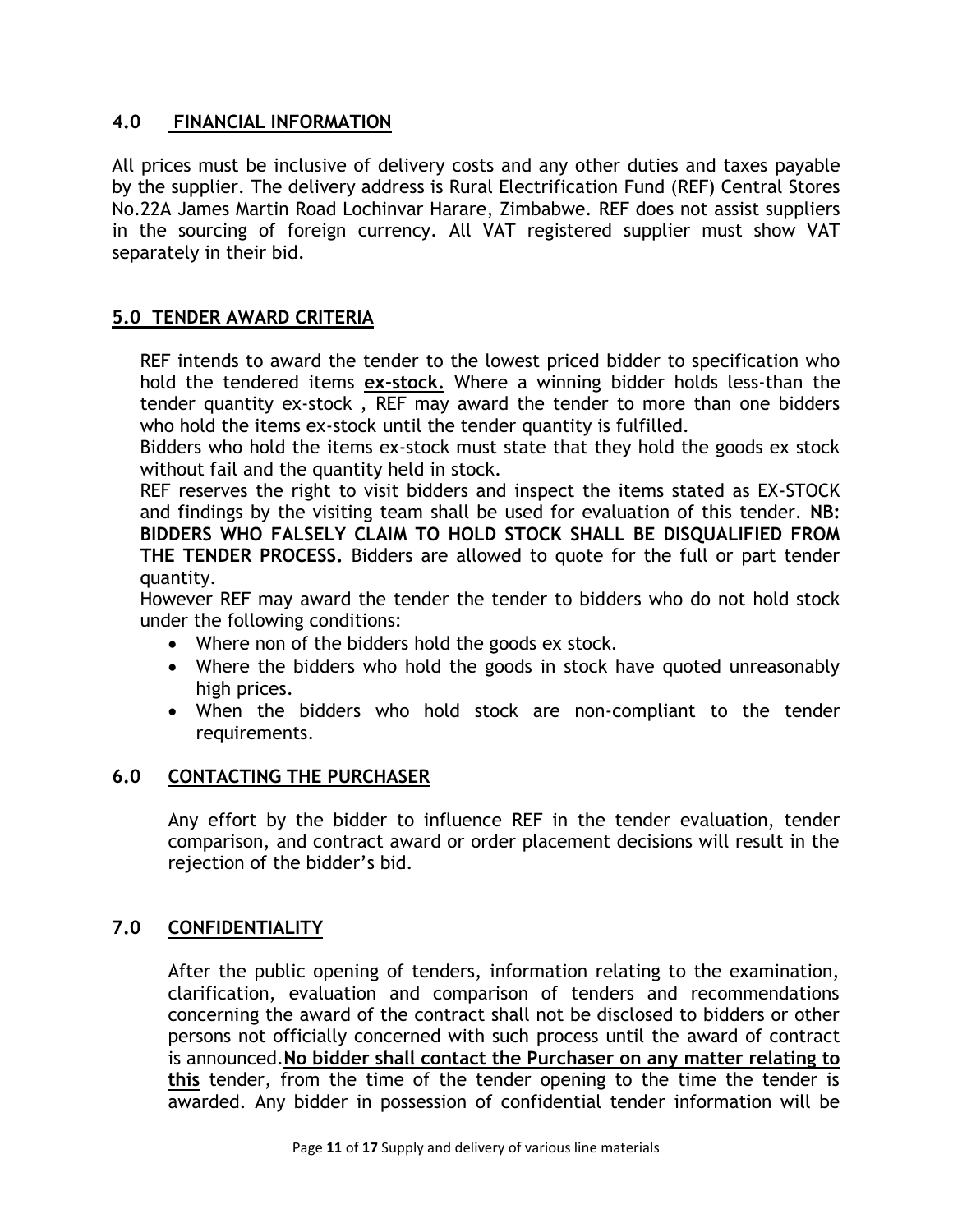## 4.0 FINANCIAL INFORMATION

All prices must be inclusive of delivery costs and any other duties and taxes payable by the supplier. The delivery address is Rural Electrification Fund (REF) Central Stores No.22A James Martin Road Lochinvar Harare, Zimbabwe. REF does not assist suppliers in the sourcing of foreign currency. All VAT registered supplier must show VAT separately in their bid.

## 5.0 TENDER AWARD CRITERIA

REF intends to award the tender to the lowest priced bidder to specification who hold the tendered items **ex-stock.** Where a winning bidder holds less-than the tender quantity ex-stock , REF may award the tender to more than one bidders who hold the items ex-stock until the tender quantity is fulfilled.

Bidders who hold the items ex-stock must state that they hold the goods ex stock without fail and the quantity held in stock.

REF reserves the right to visit bidders and inspect the items stated as EX-STOCK and findings by the visiting team shall be used for evaluation of this tender. **NB: BIDDERS WHO FALSELY CLAIM TO HOLD STOCK SHALL BE DISQUALIFIED FROM THE TENDER PROCESS.** Bidders are allowed to quote for the full or part tender quantity.

However REF may award the tender the tender to bidders who do not hold stock under the following conditions:

- Where non of the bidders hold the goods ex stock.
- Where the bidders who hold the goods in stock have quoted unreasonably high prices.
- When the bidders who hold stock are non-compliant to the tender requirements.

## 6.0 CONTACTING THE PURCHASER

Any effort by the bidder to influence REF in the tender evaluation, tender comparison, and contract award or order placement decisions will result in the rejection of the bidder's bid.

## 7.0 CONFIDENTIALITY

After the public opening of tenders, information relating to the examination, clarification, evaluation and comparison of tenders and recommendations concerning the award of the contract shall not be disclosed to bidders or other persons not officially concerned with such process until the award of contract is announced.**No bidder shall contact the Purchaser on any matter relating to this** tender, from the time of the tender opening to the time the tender is awarded. Any bidder in possession of confidential tender information will be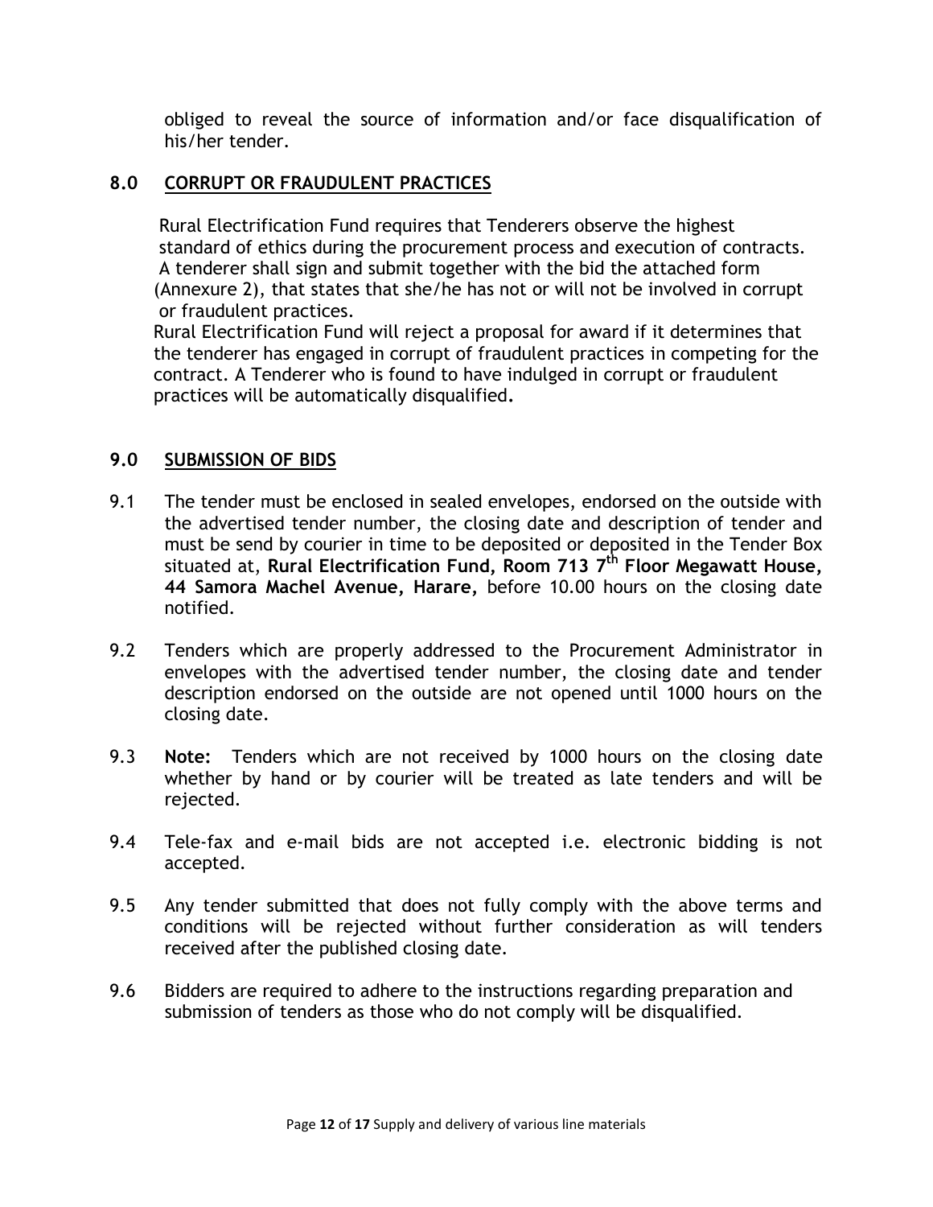obliged to reveal the source of information and/or face disqualification of his/her tender.

## 8.0 CORRUPT OR FRAUDULENT PRACTICES

Rural Electrification Fund requires that Tenderers observe the highest standard of ethics during the procurement process and execution of contracts. A tenderer shall sign and submit together with the bid the attached form (Annexure 2), that states that she/he has not or will not be involved in corrupt or fraudulent practices.

Rural Electrification Fund will reject a proposal for award if it determines that the tenderer has engaged in corrupt of fraudulent practices in competing for the contract. A Tenderer who is found to have indulged in corrupt or fraudulent practices will be automatically disqualified.

## 9.0 SUBMISSION OF BIDS

9.1 The tender must be enclosed in sealed envelopes, endorsed on the outside with the advertised tender number, the closing date and description of tender and must be send by courier in time to be deposited or deposited in the Tender Box situated at, **Rural Electrification Fund, Room 713 7th Floor Megawatt House, 44 Samora Machel Avenue, Harare,** before 10.00 hours on the closing date notified.

9.2 Tenders which are properly addressed to the Procurement Administrator in envelopes with the advertised tender number, the closing date and tender description endorsed on the outside are not opened until 1000 hours on the closing date.

9.3 **Note:** Tenders which are not received by 1000 hours on the closing date whether by hand or by courier will be treated as late tenders and will be rejected.

9.4 Tele-fax and e-mail bids are not accepted i.e. electronic bidding is not accepted.

9.5 Any tender submitted that does not fully comply with the above terms and conditions will be rejected without further consideration as will tenders received after the published closing date.

9.6 Bidders are required to adhere to the instructions regarding preparation and submission of tenders as those who do not comply will be disqualified.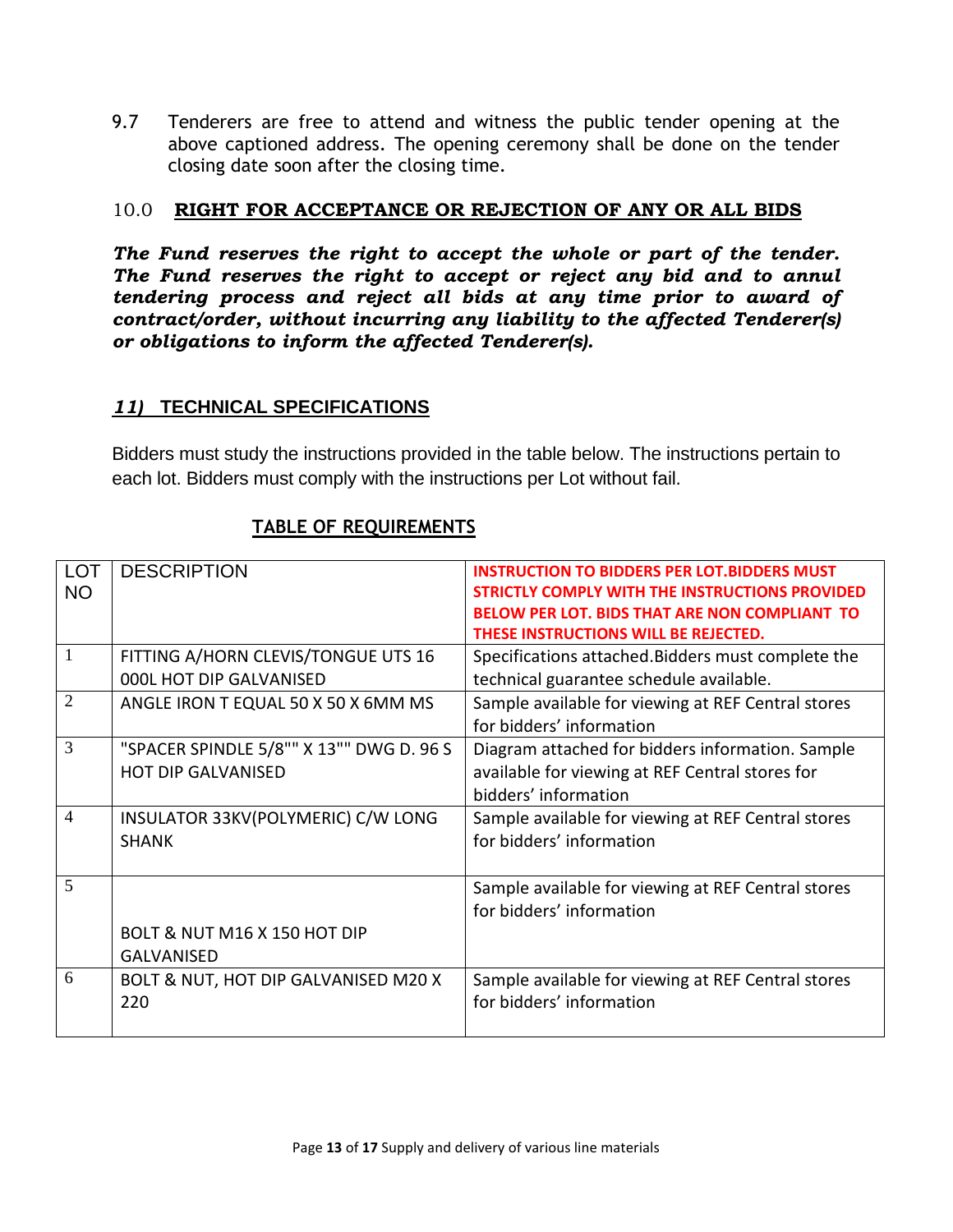9.7 Tenderers are free to attend and witness the public tender opening at the above captioned address. The opening ceremony shall be done on the tender closing date soon after the closing time.

## 10.0 RIGHT FOR ACCEPTANCE OR REJECTION OF ANY OR ALL BIDS

***The Fund reserves the right to accept the whole or part of the tender. The Fund reserves the right to accept or reject any bid and to annul tendering process and reject all bids at any time prior to award of contract/order, without incurring any liability to the affected Tenderer(s) or obligations to inform the affected Tenderer(s).***

## *11)* TECHNICAL SPECIFICATIONS

Bidders must study the instructions provided in the table below. The instructions pertain to each lot. Bidders must comply with the instructions per Lot without fail.

### TABLE OF REQUIREMENTS

| LOT NO | DESCRIPTION | **INSTRUCTION TO BIDDERS PER LOT.BIDDERS MUST STRICTLY COMPLY WITH THE INSTRUCTIONS PROVIDED BELOW PER LOT. BIDS THAT ARE NON COMPLIANT TO THESE INSTRUCTIONS WILL BE REJECTED.** |
|---|---|---|
| 1 | FITTING A/HORN CLEVIS/TONGUE UTS 16 000L HOT DIP GALVANISED | Specifications attached.Bidders must complete the technical guarantee schedule available. |
| 2 | ANGLE IRON T EQUAL 50 X 50 X 6MM MS | Sample available for viewing at REF Central stores for bidders' information |
| 3 | "SPACER SPINDLE 5/8"" X 13"" DWG D. 96 S HOT DIP GALVANISED | Diagram attached for bidders information. Sample available for viewing at REF Central stores for bidders' information |
| 4 | INSULATOR 33KV(POLYMERIC) C/W LONG SHANK | Sample available for viewing at REF Central stores for bidders' information |
| 5 | BOLT & NUT M16 X 150 HOT DIP GALVANISED | Sample available for viewing at REF Central stores for bidders' information |
| 6 | BOLT & NUT, HOT DIP GALVANISED M20 X 220 | Sample available for viewing at REF Central stores for bidders' information |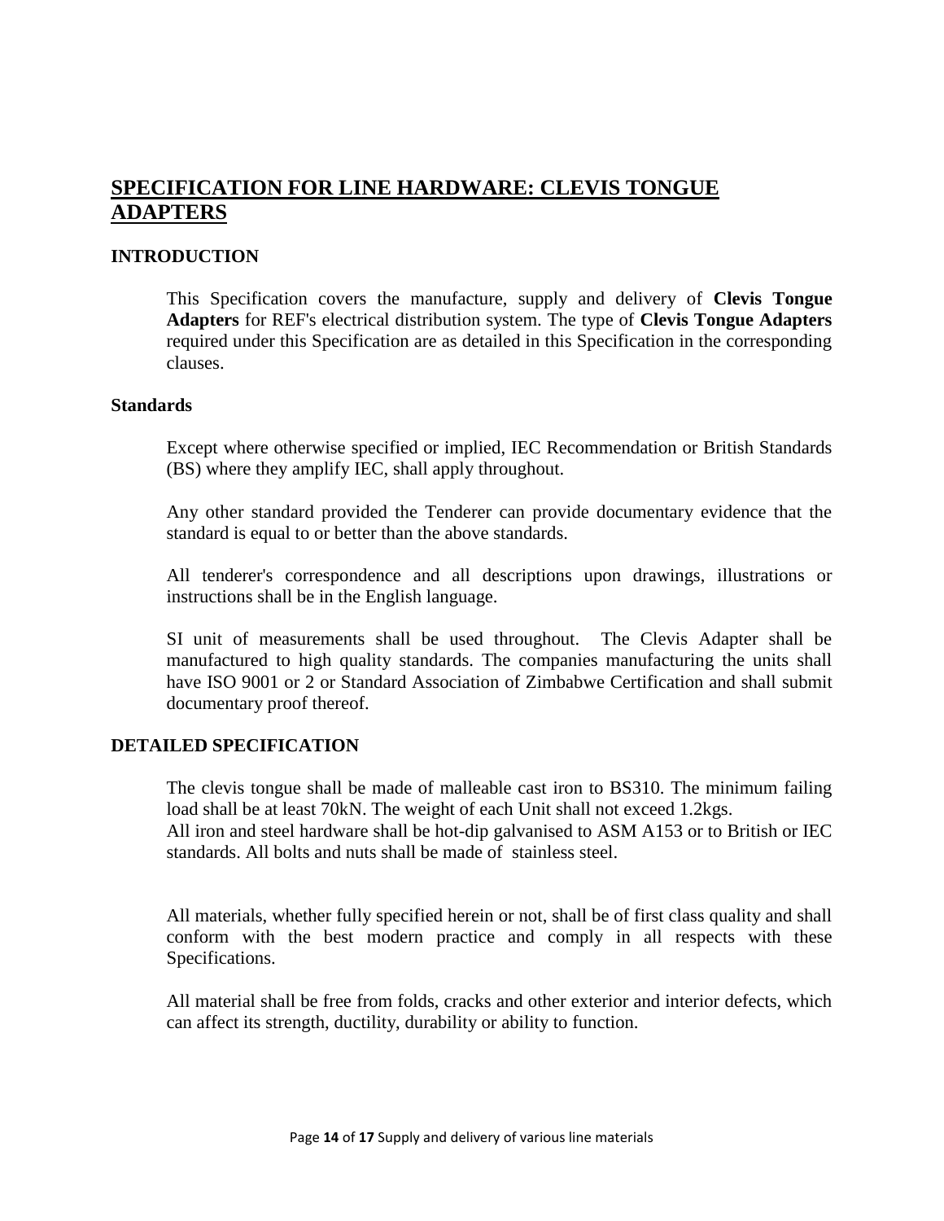# SPECIFICATION FOR LINE HARDWARE: CLEVIS TONGUE ADAPTERS

## INTRODUCTION

This Specification covers the manufacture, supply and delivery of **Clevis Tongue Adapters** for REF's electrical distribution system. The type of **Clevis Tongue Adapters** required under this Specification are as detailed in this Specification in the corresponding clauses.

### Standards

Except where otherwise specified or implied, IEC Recommendation or British Standards (BS) where they amplify IEC, shall apply throughout.

Any other standard provided the Tenderer can provide documentary evidence that the standard is equal to or better than the above standards.

All tenderer's correspondence and all descriptions upon drawings, illustrations or instructions shall be in the English language.

SI unit of measurements shall be used throughout. The Clevis Adapter shall be manufactured to high quality standards. The companies manufacturing the units shall have ISO 9001 or 2 or Standard Association of Zimbabwe Certification and shall submit documentary proof thereof.

## DETAILED SPECIFICATION

The clevis tongue shall be made of malleable cast iron to BS310. The minimum failing load shall be at least 70kN. The weight of each Unit shall not exceed 1.2kgs.
All iron and steel hardware shall be hot-dip galvanised to ASM A153 or to British or IEC standards. All bolts and nuts shall be made of stainless steel.

All materials, whether fully specified herein or not, shall be of first class quality and shall conform with the best modern practice and comply in all respects with these Specifications.

All material shall be free from folds, cracks and other exterior and interior defects, which can affect its strength, ductility, durability or ability to function.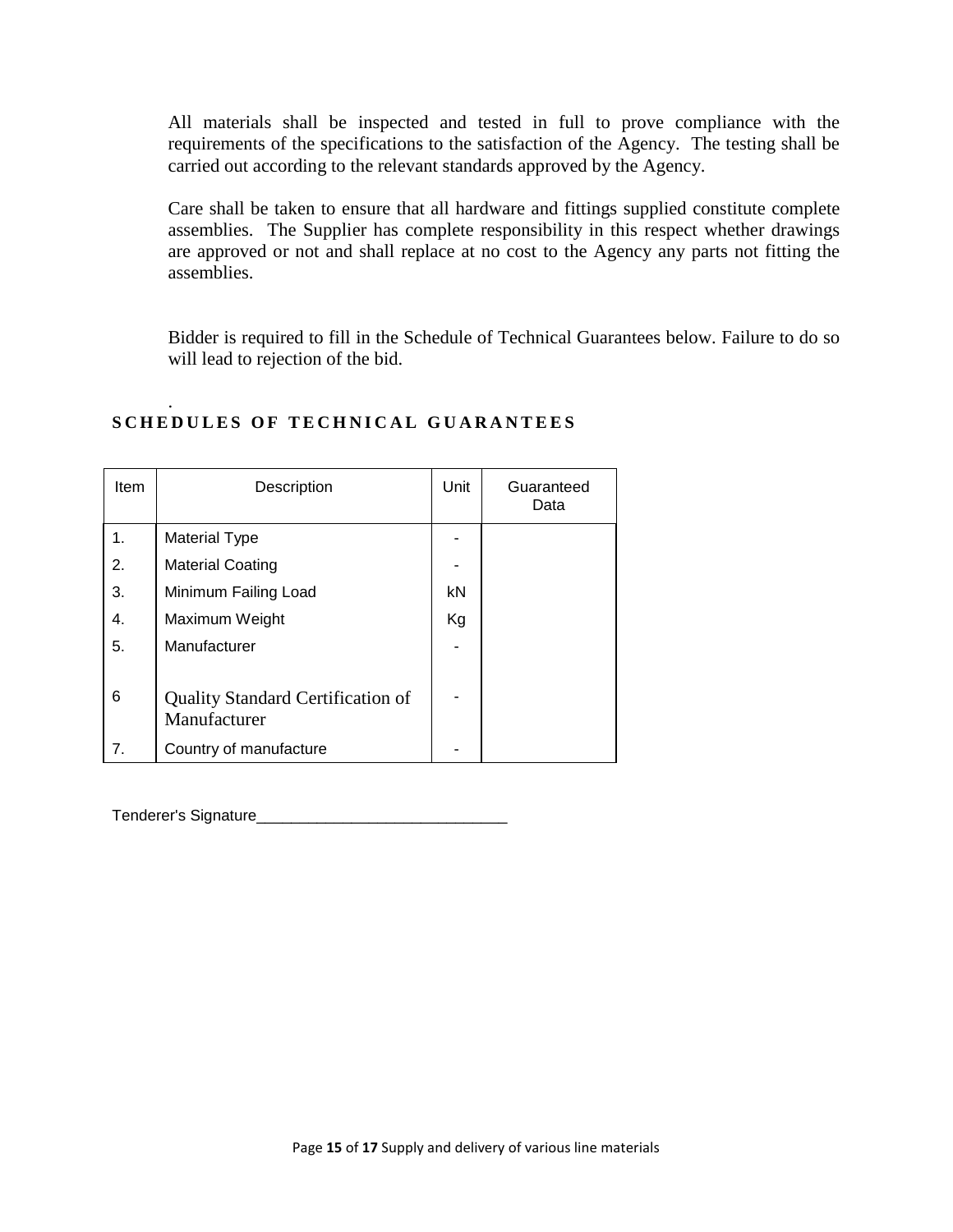All materials shall be inspected and tested in full to prove compliance with the requirements of the specifications to the satisfaction of the Agency. The testing shall be carried out according to the relevant standards approved by the Agency.

Care shall be taken to ensure that all hardware and fittings supplied constitute complete assemblies. The Supplier has complete responsibility in this respect whether drawings are approved or not and shall replace at no cost to the Agency any parts not fitting the assemblies.

Bidder is required to fill in the Schedule of Technical Guarantees below. Failure to do so will lead to rejection of the bid.

.

## SCHEDULES OF TECHNICAL GUARANTEES

| Item | Description | Unit | Guaranteed Data |
|---|---|---|---|
| 1. | Material Type | - | |
| 2. | Material Coating | - | |
| 3. | Minimum Failing Load | kN | |
| 4. | Maximum Weight | Kg | |
| 5. | Manufacturer | - | |
| 6 | Quality Standard Certification of Manufacturer | - | |
| 7. | Country of manufacture | - | |

Tenderer's Signature______________________________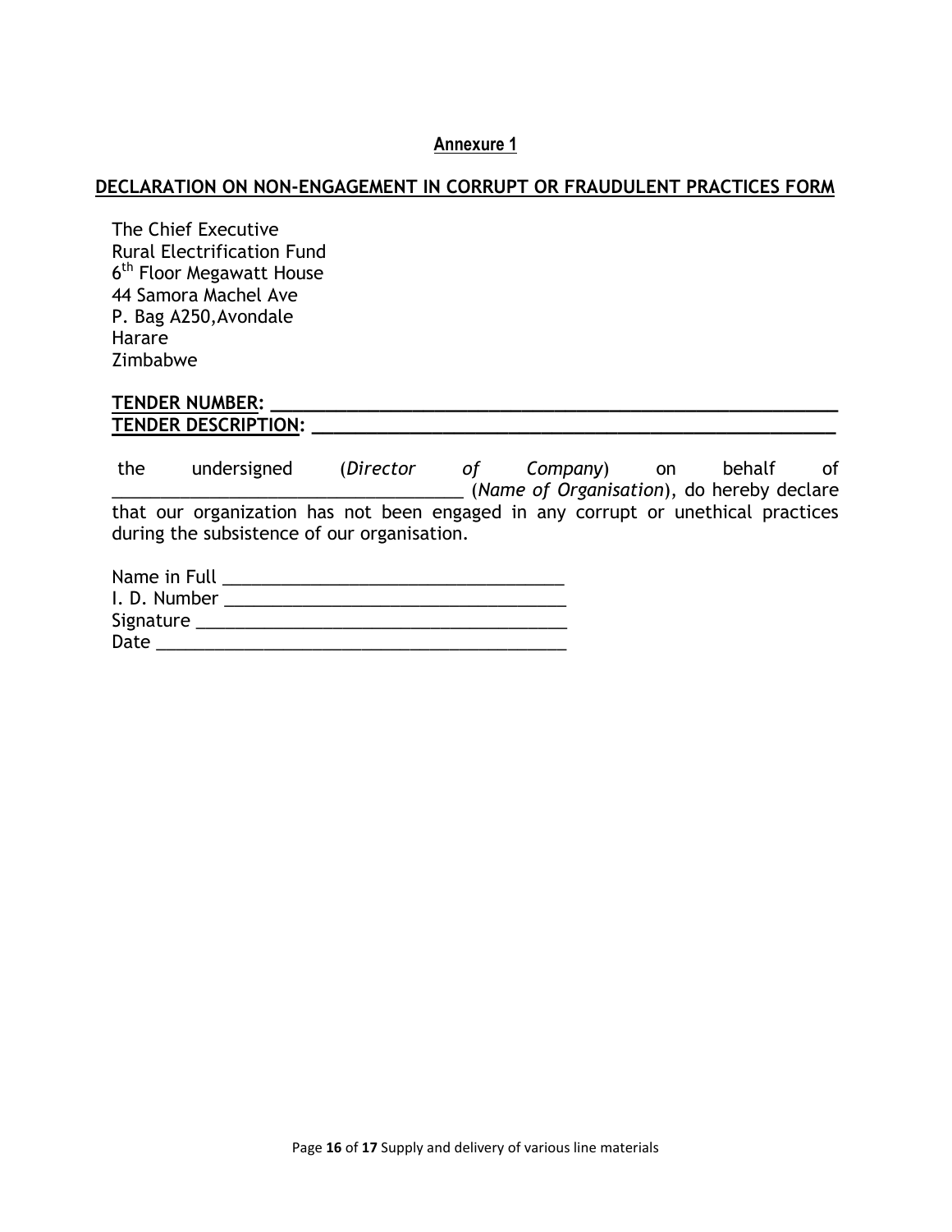**Annexure 1**

**DECLARATION ON NON-ENGAGEMENT IN CORRUPT OR FRAUDULENT PRACTICES FORM**

The Chief Executive
Rural Electrification Fund
6th Floor Megawatt House
44 Samora Machel Ave
P. Bag A250,Avondale
Harare
Zimbabwe

**TENDER NUMBER: ___________________________________________________**
**TENDER DESCRIPTION: ______________________________________________**

the undersigned (*Director of Company*) on behalf of ___________________________________ (*Name of Organisation*), do hereby declare that our organization has not been engaged in any corrupt or unethical practices during the subsistence of our organisation.

Name in Full _________________________________
I. D. Number _________________________________
Signature ___________________________________
Date _______________________________________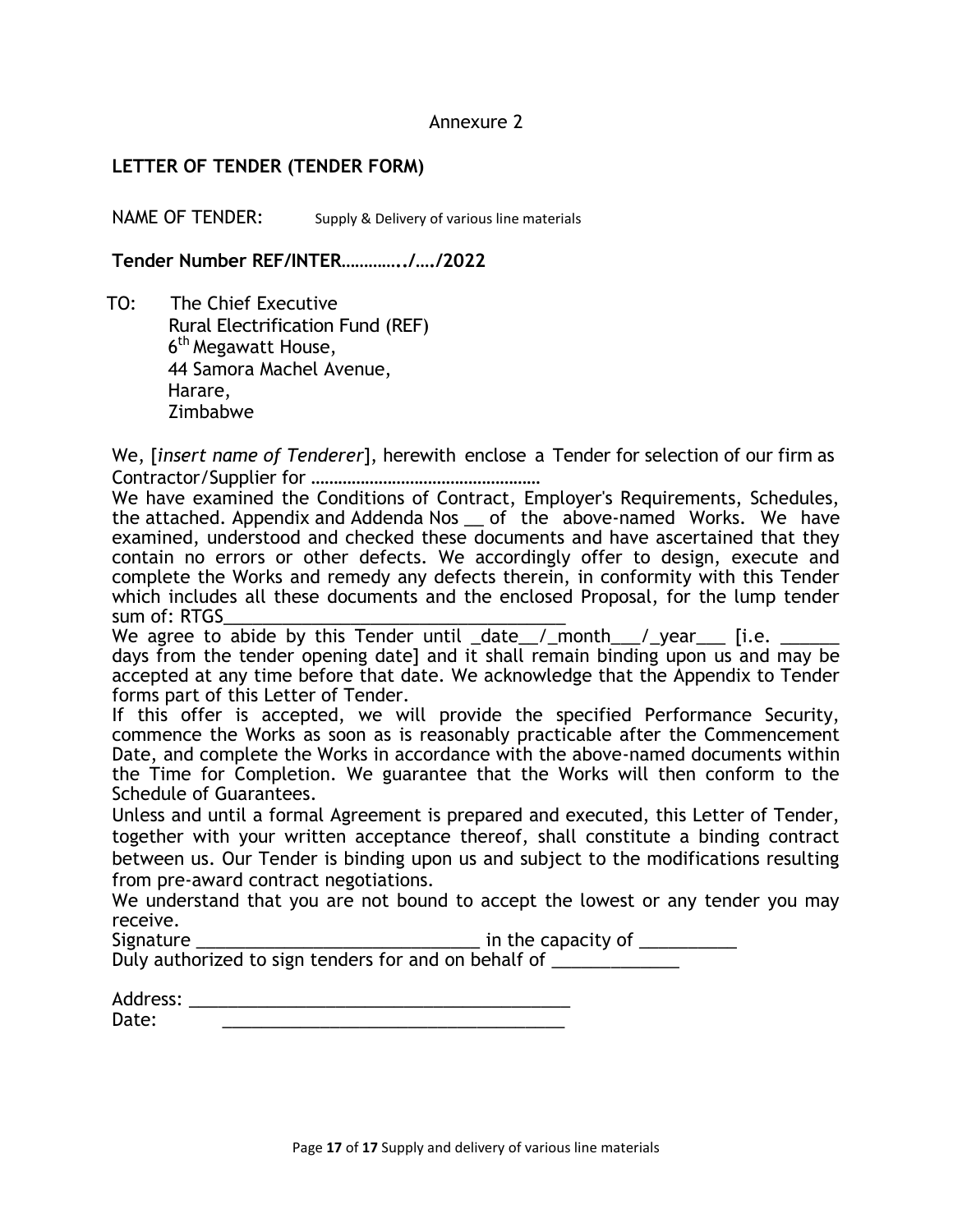Annexure 2

**LETTER OF TENDER (TENDER FORM)**

NAME OF TENDER: Supply & Delivery of various line materials

**Tender Number REF/INTER…………../…./2022**

TO: The Chief Executive
Rural Electrification Fund (REF)
6th Megawatt House,
44 Samora Machel Avenue,
Harare,
Zimbabwe

We, [*insert name of Tenderer*], herewith enclose a Tender for selection of our firm as Contractor/Supplier for ……………………………………………

We have examined the Conditions of Contract, Employer's Requirements, Schedules, the attached. Appendix and Addenda Nos __ of the above-named Works. We have examined, understood and checked these documents and have ascertained that they contain no errors or other defects. We accordingly offer to design, execute and complete the Works and remedy any defects therein, in conformity with this Tender which includes all these documents and the enclosed Proposal, for the lump tender sum of: RTGS___________________________________

We agree to abide by this Tender until _date__/_month___/_year___ [i.e. ______ days from the tender opening date] and it shall remain binding upon us and may be accepted at any time before that date. We acknowledge that the Appendix to Tender forms part of this Letter of Tender.

If this offer is accepted, we will provide the specified Performance Security, commence the Works as soon as is reasonably practicable after the Commencement Date, and complete the Works in accordance with the above-named documents within the Time for Completion. We guarantee that the Works will then conform to the Schedule of Guarantees.

Unless and until a formal Agreement is prepared and executed, this Letter of Tender, together with your written acceptance thereof, shall constitute a binding contract between us. Our Tender is binding upon us and subject to the modifications resulting from pre-award contract negotiations.

We understand that you are not bound to accept the lowest or any tender you may receive.

Signature _____________________________ in the capacity of __________

Duly authorized to sign tenders for and on behalf of _____________

Address: _______________________________________

Date: ____________________________________